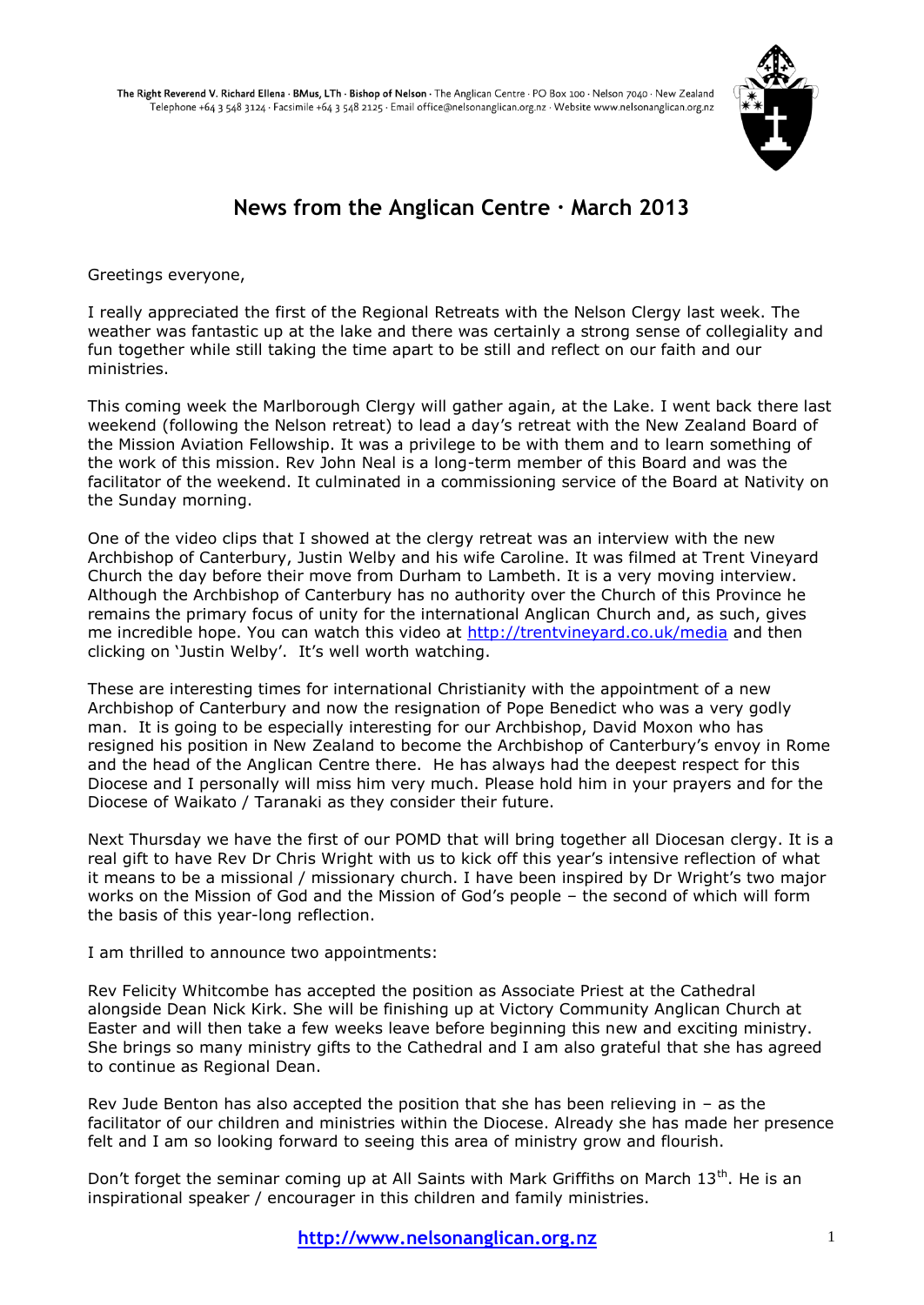The Right Reverend V. Richard Ellena · BMus, LTh · Bishop of Nelson · The Anglican Centre · PO Box 100 · Nelson 7040 · New Zealand
Telephone +64 3 548 3124 · Facsimile +64 3 548 2125 · Email office@nelsonanglican.org.nz · Website www.nelsonanglican.org.nz

# News from the Anglican Centre · March 2013

Greetings everyone,

I really appreciated the first of the Regional Retreats with the Nelson Clergy last week. The weather was fantastic up at the lake and there was certainly a strong sense of collegiality and fun together while still taking the time apart to be still and reflect on our faith and our ministries.

This coming week the Marlborough Clergy will gather again, at the Lake. I went back there last weekend (following the Nelson retreat) to lead a day's retreat with the New Zealand Board of the Mission Aviation Fellowship. It was a privilege to be with them and to learn something of the work of this mission. Rev John Neal is a long-term member of this Board and was the facilitator of the weekend. It culminated in a commissioning service of the Board at Nativity on the Sunday morning.

One of the video clips that I showed at the clergy retreat was an interview with the new Archbishop of Canterbury, Justin Welby and his wife Caroline. It was filmed at Trent Vineyard Church the day before their move from Durham to Lambeth. It is a very moving interview. Although the Archbishop of Canterbury has no authority over the Church of this Province he remains the primary focus of unity for the international Anglican Church and, as such, gives me incredible hope. You can watch this video at http://trentvineyard.co.uk/media and then clicking on 'Justin Welby'. It's well worth watching.

These are interesting times for international Christianity with the appointment of a new Archbishop of Canterbury and now the resignation of Pope Benedict who was a very godly man. It is going to be especially interesting for our Archbishop, David Moxon who has resigned his position in New Zealand to become the Archbishop of Canterbury's envoy in Rome and the head of the Anglican Centre there. He has always had the deepest respect for this Diocese and I personally will miss him very much. Please hold him in your prayers and for the Diocese of Waikato / Taranaki as they consider their future.

Next Thursday we have the first of our POMD that will bring together all Diocesan clergy. It is a real gift to have Rev Dr Chris Wright with us to kick off this year's intensive reflection of what it means to be a missional / missionary church. I have been inspired by Dr Wright's two major works on the Mission of God and the Mission of God's people – the second of which will form the basis of this year-long reflection.

I am thrilled to announce two appointments:

Rev Felicity Whitcombe has accepted the position as Associate Priest at the Cathedral alongside Dean Nick Kirk. She will be finishing up at Victory Community Anglican Church at Easter and will then take a few weeks leave before beginning this new and exciting ministry. She brings so many ministry gifts to the Cathedral and I am also grateful that she has agreed to continue as Regional Dean.

Rev Jude Benton has also accepted the position that she has been relieving in – as the facilitator of our children and ministries within the Diocese. Already she has made her presence felt and I am so looking forward to seeing this area of ministry grow and flourish.

Don't forget the seminar coming up at All Saints with Mark Griffiths on March 13th. He is an inspirational speaker / encourager in this children and family ministries.

**http://www.nelsonanglican.org.nz**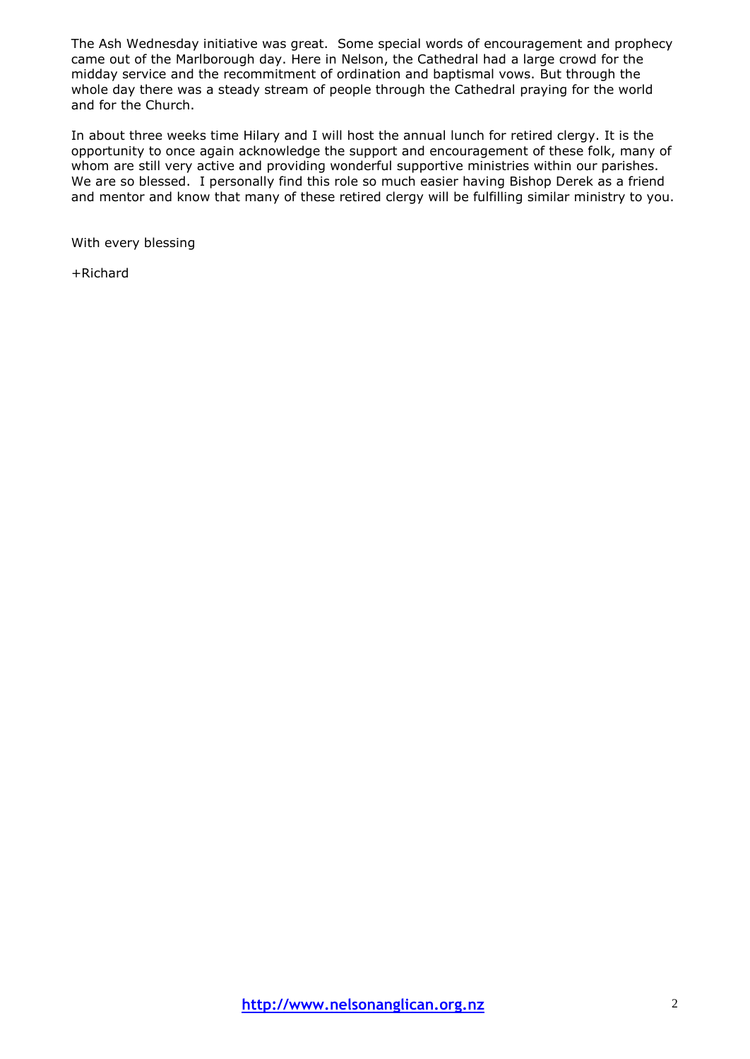The Ash Wednesday initiative was great. Some special words of encouragement and prophecy came out of the Marlborough day. Here in Nelson, the Cathedral had a large crowd for the midday service and the recommitment of ordination and baptismal vows. But through the whole day there was a steady stream of people through the Cathedral praying for the world and for the Church.

In about three weeks time Hilary and I will host the annual lunch for retired clergy. It is the opportunity to once again acknowledge the support and encouragement of these folk, many of whom are still very active and providing wonderful supportive ministries within our parishes. We are so blessed. I personally find this role so much easier having Bishop Derek as a friend and mentor and know that many of these retired clergy will be fulfilling similar ministry to you.

With every blessing

+Richard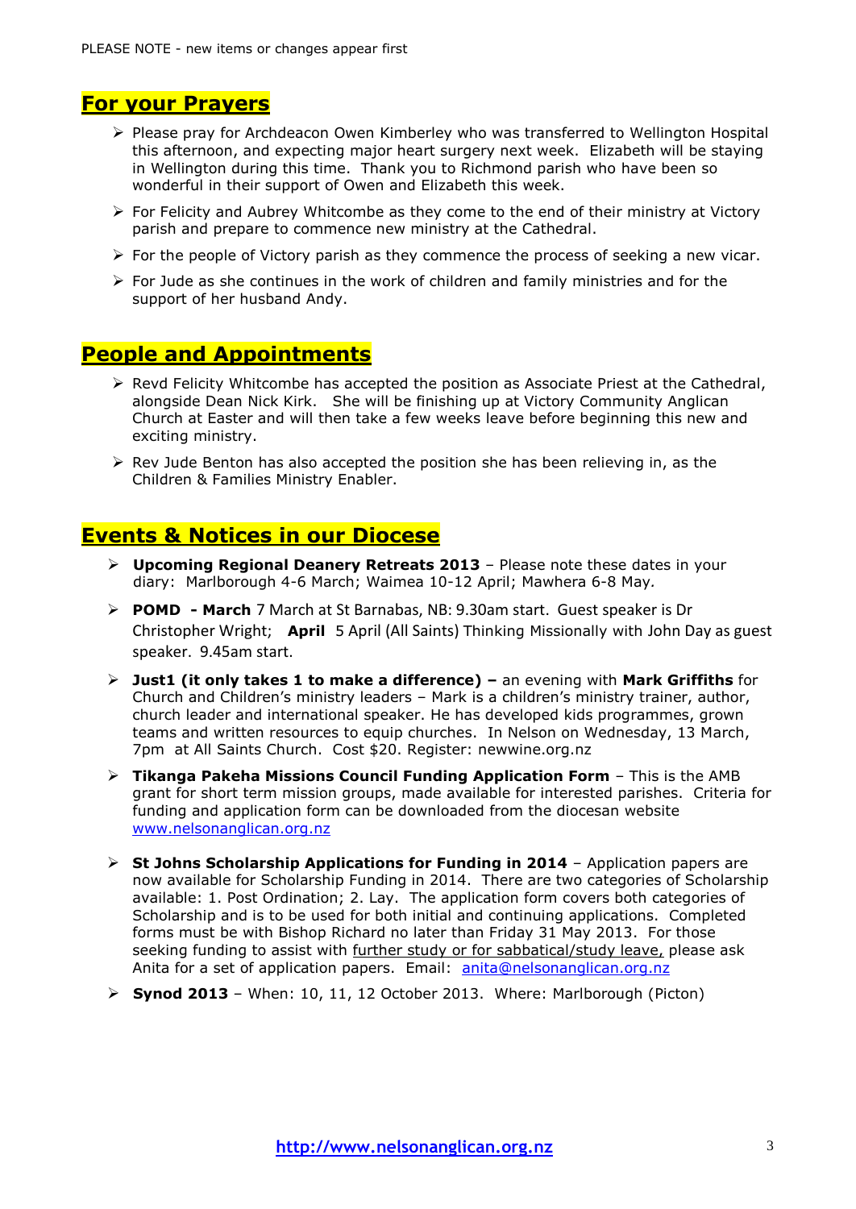PLEASE NOTE - new items or changes appear first

## For your Prayers

- Please pray for Archdeacon Owen Kimberley who was transferred to Wellington Hospital this afternoon, and expecting major heart surgery next week. Elizabeth will be staying in Wellington during this time. Thank you to Richmond parish who have been so wonderful in their support of Owen and Elizabeth this week.
- For Felicity and Aubrey Whitcombe as they come to the end of their ministry at Victory parish and prepare to commence new ministry at the Cathedral.
- For the people of Victory parish as they commence the process of seeking a new vicar.
- For Jude as she continues in the work of children and family ministries and for the support of her husband Andy.

## People and Appointments

- Revd Felicity Whitcombe has accepted the position as Associate Priest at the Cathedral, alongside Dean Nick Kirk. She will be finishing up at Victory Community Anglican Church at Easter and will then take a few weeks leave before beginning this new and exciting ministry.
- Rev Jude Benton has also accepted the position she has been relieving in, as the Children & Families Ministry Enabler.

## Events & Notices in our Diocese

- **Upcoming Regional Deanery Retreats 2013** – Please note these dates in your diary: Marlborough 4-6 March; Waimea 10-12 April; Mawhera 6-8 May.
- **POMD - March** 7 March at St Barnabas, NB: 9.30am start. Guest speaker is Dr Christopher Wright; **April** 5 April (All Saints) Thinking Missionally with John Day as guest speaker. 9.45am start.
- **Just1 (it only takes 1 to make a difference) –** an evening with **Mark Griffiths** for Church and Children's ministry leaders – Mark is a children's ministry trainer, author, church leader and international speaker. He has developed kids programmes, grown teams and written resources to equip churches. In Nelson on Wednesday, 13 March, 7pm at All Saints Church. Cost $20. Register: newwine.org.nz
- **Tikanga Pakeha Missions Council Funding Application Form** – This is the AMB grant for short term mission groups, made available for interested parishes. Criteria for funding and application form can be downloaded from the diocesan website www.nelsonanglican.org.nz
- **St Johns Scholarship Applications for Funding in 2014** – Application papers are now available for Scholarship Funding in 2014. There are two categories of Scholarship available: 1. Post Ordination; 2. Lay. The application form covers both categories of Scholarship and is to be used for both initial and continuing applications. Completed forms must be with Bishop Richard no later than Friday 31 May 2013. For those seeking funding to assist with further study or for sabbatical/study leave, please ask Anita for a set of application papers. Email: anita@nelsonanglican.org.nz
- **Synod 2013** – When: 10, 11, 12 October 2013. Where: Marlborough (Picton)

http://www.nelsonanglican.org.nz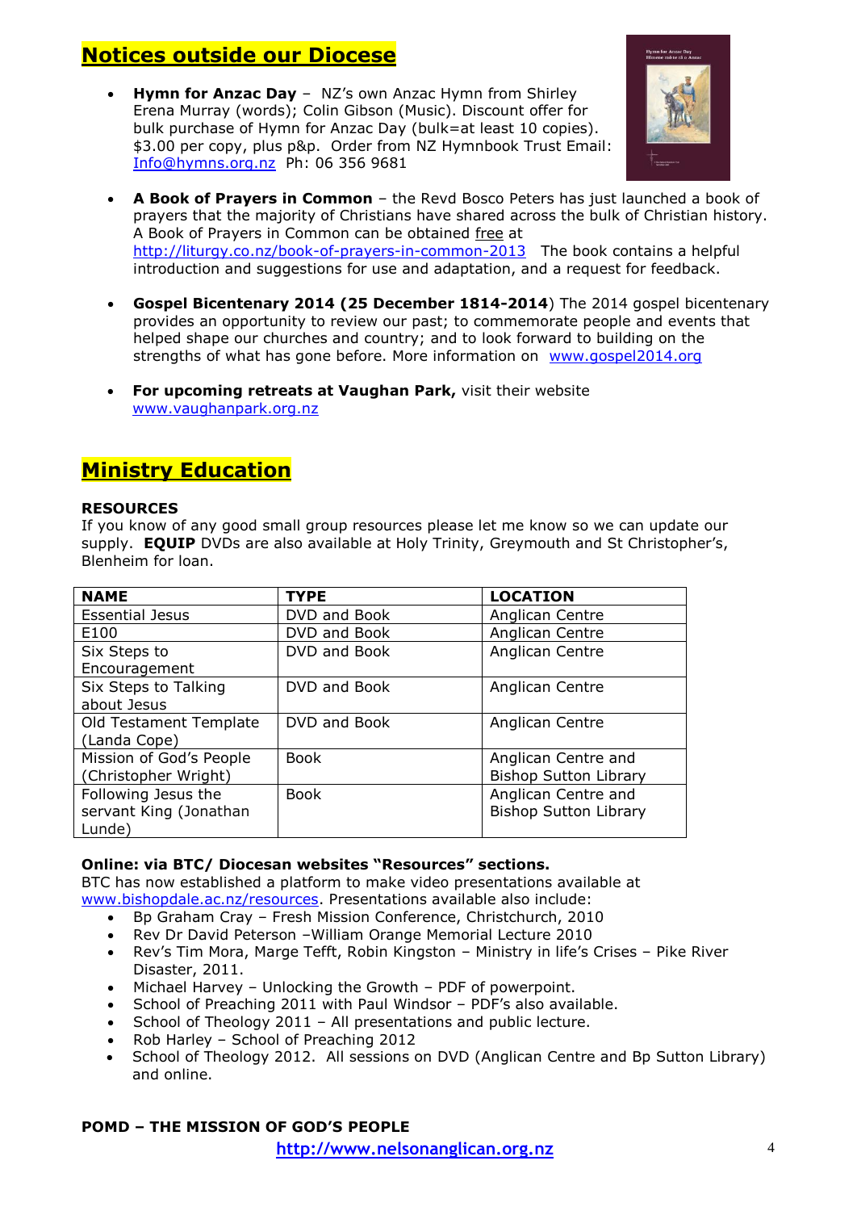## Notices outside our Diocese

- **Hymn for Anzac Day** – NZ's own Anzac Hymn from Shirley Erena Murray (words); Colin Gibson (Music). Discount offer for bulk purchase of Hymn for Anzac Day (bulk=at least 10 copies). $3.00 per copy, plus p&p. Order from NZ Hymnbook Trust Email: Info@hymns.org.nz Ph: 06 356 9681

- **A Book of Prayers in Common** – the Revd Bosco Peters has just launched a book of prayers that the majority of Christians have shared across the bulk of Christian history. A Book of Prayers in Common can be obtained free at http://liturgy.co.nz/book-of-prayers-in-common-2013 The book contains a helpful introduction and suggestions for use and adaptation, and a request for feedback.

- **Gospel Bicentenary 2014 (25 December 1814-2014**) The 2014 gospel bicentenary provides an opportunity to review our past; to commemorate people and events that helped shape our churches and country; and to look forward to building on the strengths of what has gone before. More information on www.gospel2014.org

- **For upcoming retreats at Vaughan Park,** visit their website www.vaughanpark.org.nz

## Ministry Education

**RESOURCES**

If you know of any good small group resources please let me know so we can update our supply. **EQUIP** DVDs are also available at Holy Trinity, Greymouth and St Christopher's, Blenheim for loan.

| NAME | TYPE | LOCATION |
|---|---|---|
| Essential Jesus | DVD and Book | Anglican Centre |
| E100 | DVD and Book | Anglican Centre |
| Six Steps to Encouragement | DVD and Book | Anglican Centre |
| Six Steps to Talking about Jesus | DVD and Book | Anglican Centre |
| Old Testament Template (Landa Cope) | DVD and Book | Anglican Centre |
| Mission of God's People (Christopher Wright) | Book | Anglican Centre and Bishop Sutton Library |
| Following Jesus the servant King (Jonathan Lunde) | Book | Anglican Centre and Bishop Sutton Library |

**Online: via BTC/ Diocesan websites "Resources" sections.**

BTC has now established a platform to make video presentations available at www.bishopdale.ac.nz/resources. Presentations available also include:

- Bp Graham Cray – Fresh Mission Conference, Christchurch, 2010
- Rev Dr David Peterson –William Orange Memorial Lecture 2010
- Rev's Tim Mora, Marge Tefft, Robin Kingston – Ministry in life's Crises – Pike River Disaster, 2011.
- Michael Harvey – Unlocking the Growth – PDF of powerpoint.
- School of Preaching 2011 with Paul Windsor – PDF's also available.
- School of Theology 2011 – All presentations and public lecture.
- Rob Harley – School of Preaching 2012
- School of Theology 2012. All sessions on DVD (Anglican Centre and Bp Sutton Library) and online.

**POMD – THE MISSION OF GOD'S PEOPLE**

**http://www.nelsonanglican.org.nz**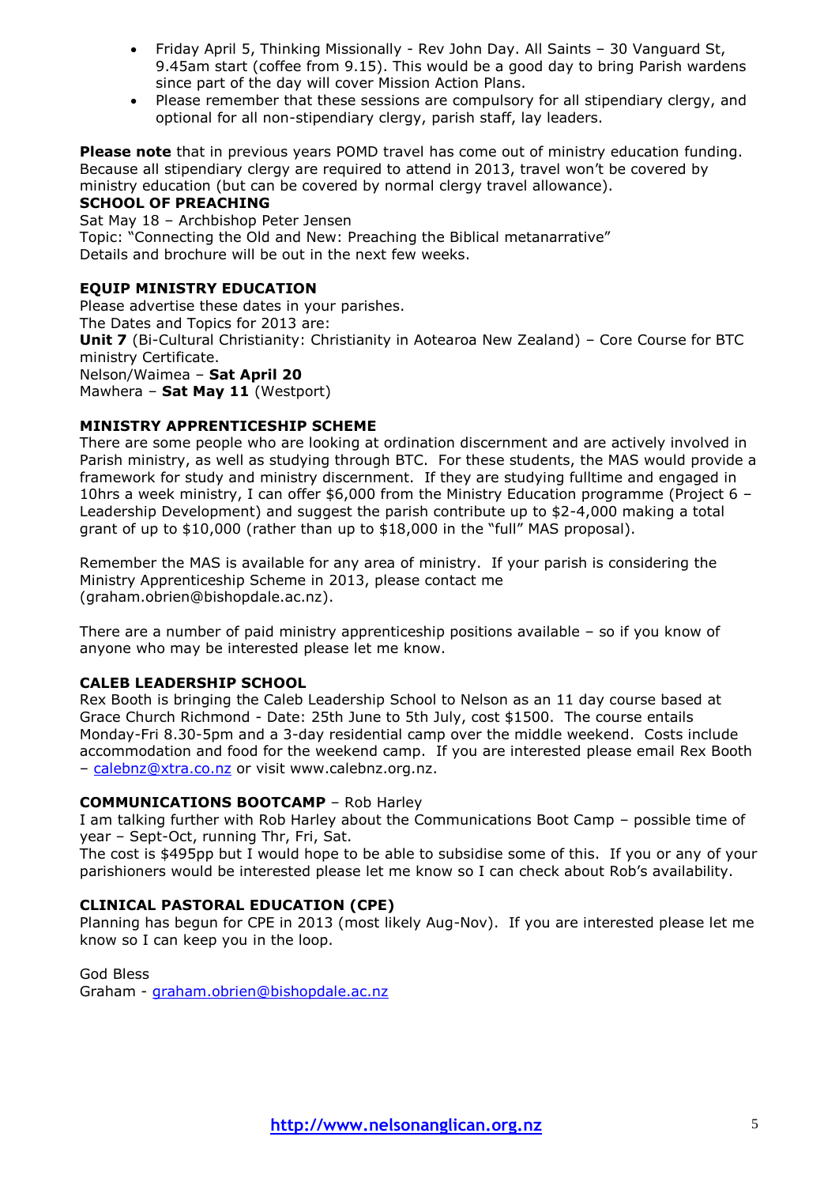- Friday April 5, Thinking Missionally - Rev John Day. All Saints – 30 Vanguard St, 9.45am start (coffee from 9.15). This would be a good day to bring Parish wardens since part of the day will cover Mission Action Plans.
- Please remember that these sessions are compulsory for all stipendiary clergy, and optional for all non-stipendiary clergy, parish staff, lay leaders.

**Please note** that in previous years POMD travel has come out of ministry education funding. Because all stipendiary clergy are required to attend in 2013, travel won't be covered by ministry education (but can be covered by normal clergy travel allowance).

**SCHOOL OF PREACHING**

Sat May 18 – Archbishop Peter Jensen
Topic: "Connecting the Old and New: Preaching the Biblical metanarrative"
Details and brochure will be out in the next few weeks.

**EQUIP MINISTRY EDUCATION**

Please advertise these dates in your parishes.
The Dates and Topics for 2013 are:
**Unit 7** (Bi-Cultural Christianity: Christianity in Aotearoa New Zealand) – Core Course for BTC ministry Certificate.
Nelson/Waimea – **Sat April 20**
Mawhera – **Sat May 11** (Westport)

**MINISTRY APPRENTICESHIP SCHEME**

There are some people who are looking at ordination discernment and are actively involved in Parish ministry, as well as studying through BTC. For these students, the MAS would provide a framework for study and ministry discernment. If they are studying fulltime and engaged in 10hrs a week ministry, I can offer $6,000 from the Ministry Education programme (Project 6 – Leadership Development) and suggest the parish contribute up to $2-4,000 making a total grant of up to $10,000 (rather than up to $18,000 in the "full" MAS proposal).

Remember the MAS is available for any area of ministry. If your parish is considering the Ministry Apprenticeship Scheme in 2013, please contact me (graham.obrien@bishopdale.ac.nz).

There are a number of paid ministry apprenticeship positions available – so if you know of anyone who may be interested please let me know.

**CALEB LEADERSHIP SCHOOL**

Rex Booth is bringing the Caleb Leadership School to Nelson as an 11 day course based at Grace Church Richmond - Date: 25th June to 5th July, cost $1500. The course entails Monday-Fri 8.30-5pm and a 3-day residential camp over the middle weekend. Costs include accommodation and food for the weekend camp. If you are interested please email Rex Booth – calebnz@xtra.co.nz or visit www.calebnz.org.nz.

**COMMUNICATIONS BOOTCAMP** – Rob Harley

I am talking further with Rob Harley about the Communications Boot Camp – possible time of year – Sept-Oct, running Thr, Fri, Sat.
The cost is $495pp but I would hope to be able to subsidise some of this. If you or any of your parishioners would be interested please let me know so I can check about Rob's availability.

**CLINICAL PASTORAL EDUCATION (CPE)**

Planning has begun for CPE in 2013 (most likely Aug-Nov). If you are interested please let me know so I can keep you in the loop.

God Bless
Graham - graham.obrien@bishopdale.ac.nz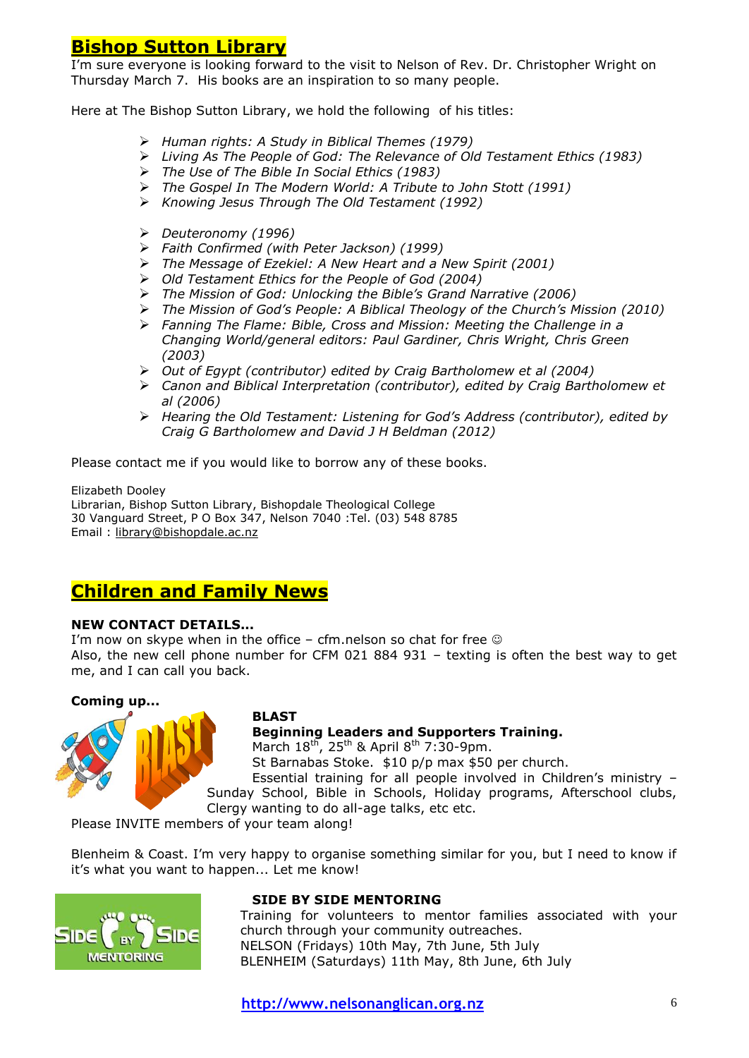## Bishop Sutton Library

I'm sure everyone is looking forward to the visit to Nelson of Rev. Dr. Christopher Wright on Thursday March 7. His books are an inspiration to so many people.

Here at The Bishop Sutton Library, we hold the following of his titles:

- *Human rights: A Study in Biblical Themes (1979)*
- *Living As The People of God: The Relevance of Old Testament Ethics (1983)*
- *The Use of The Bible In Social Ethics (1983)*
- *The Gospel In The Modern World: A Tribute to John Stott (1991)*
- *Knowing Jesus Through The Old Testament (1992)*

- *Deuteronomy (1996)*
- *Faith Confirmed (with Peter Jackson) (1999)*
- *The Message of Ezekiel: A New Heart and a New Spirit (2001)*
- *Old Testament Ethics for the People of God (2004)*
- *The Mission of God: Unlocking the Bible's Grand Narrative (2006)*
- *The Mission of God's People: A Biblical Theology of the Church's Mission (2010)*
- *Fanning The Flame: Bible, Cross and Mission: Meeting the Challenge in a Changing World/general editors: Paul Gardiner, Chris Wright, Chris Green (2003)*
- *Out of Egypt (contributor) edited by Craig Bartholomew et al (2004)*
- *Canon and Biblical Interpretation (contributor), edited by Craig Bartholomew et al (2006)*
- *Hearing the Old Testament: Listening for God's Address (contributor), edited by Craig G Bartholomew and David J H Beldman (2012)*

Please contact me if you would like to borrow any of these books.

Elizabeth Dooley
Librarian, Bishop Sutton Library, Bishopdale Theological College
30 Vanguard Street, P O Box 347, Nelson 7040 :Tel. (03) 548 8785
Email : library@bishopdale.ac.nz

## Children and Family News

**NEW CONTACT DETAILS...**
I'm now on skype when in the office – cfm.nelson so chat for free ☺
Also, the new cell phone number for CFM 021 884 931 – texting is often the best way to get me, and I can call you back.

**Coming up...**

**BLAST**
**Beginning Leaders and Supporters Training.**
March 18th, 25th & April 8th 7:30-9pm.
St Barnabas Stoke. $10 p/p max $50 per church.
Essential training for all people involved in Children's ministry – Sunday School, Bible in Schools, Holiday programs, Afterschool clubs, Clergy wanting to do all-age talks, etc etc.
Please INVITE members of your team along!

Blenheim & Coast. I'm very happy to organise something similar for you, but I need to know if it's what you want to happen... Let me know!

**SIDE BY SIDE MENTORING**
Training for volunteers to mentor families associated with your church through your community outreaches.
NELSON (Fridays) 10th May, 7th June, 5th July
BLENHEIM (Saturdays) 11th May, 8th June, 6th July

http://www.nelsonanglican.org.nz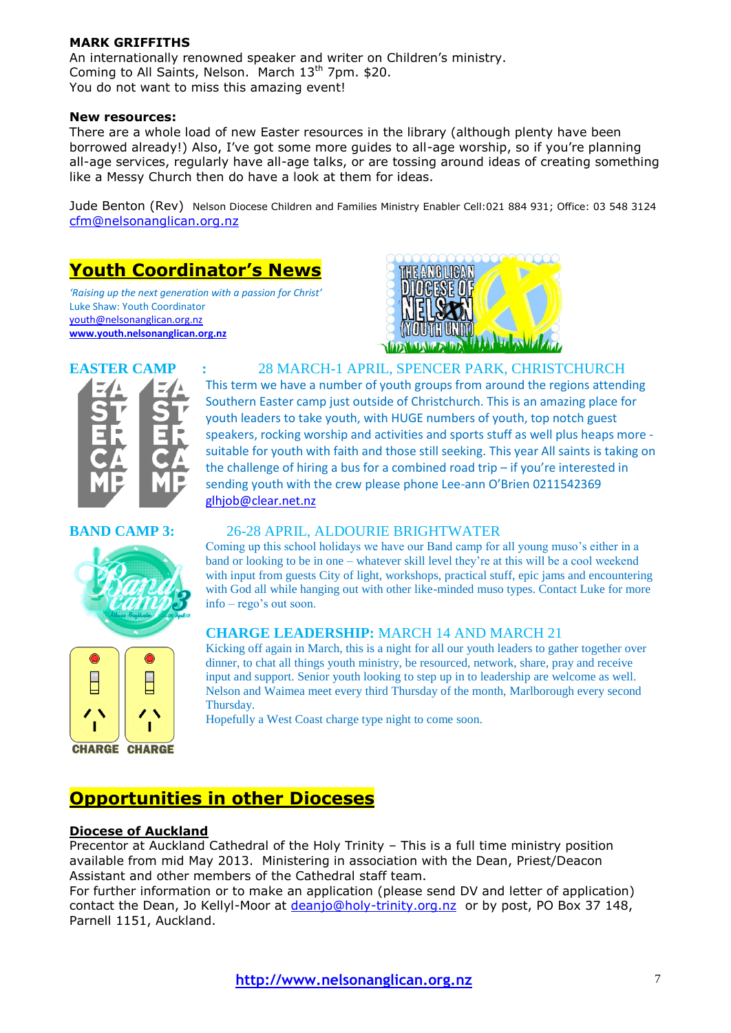**MARK GRIFFITHS**
An internationally renowned speaker and writer on Children's ministry.
Coming to All Saints, Nelson. March 13th 7pm. $20.
You do not want to miss this amazing event!

**New resources:**
There are a whole load of new Easter resources in the library (although plenty have been borrowed already!) Also, I've got some more guides to all-age worship, so if you're planning all-age services, regularly have all-age talks, or are tossing around ideas of creating something like a Messy Church then do have a look at them for ideas.

Jude Benton (Rev) Nelson Diocese Children and Families Ministry Enabler Cell:021 884 931; Office: 03 548 3124
cfm@nelsonanglican.org.nz

## Youth Coordinator's News

*'Raising up the next generation with a passion for Christ'*
Luke Shaw: Youth Coordinator
youth@nelsonanglican.org.nz
**www.youth.nelsonanglican.org.nz**

### EASTER CAMP : 28 MARCH-1 APRIL, SPENCER PARK, CHRISTCHURCH

This term we have a number of youth groups from around the regions attending Southern Easter camp just outside of Christchurch. This is an amazing place for youth leaders to take youth, with HUGE numbers of youth, top notch guest speakers, rocking worship and activities and sports stuff as well plus heaps more - suitable for youth with faith and those still seeking. This year All saints is taking on the challenge of hiring a bus for a combined road trip – if you're interested in sending youth with the crew please phone Lee-ann O'Brien 0211542369 glhjob@clear.net.nz

### BAND CAMP 3: 26-28 APRIL, ALDOURIE BRIGHTWATER

Coming up this school holidays we have our Band camp for all young muso's either in a band or looking to be in one – whatever skill level they're at this will be a cool weekend with input from guests City of light, workshops, practical stuff, epic jams and encountering with God all while hanging out with other like-minded muso types. Contact Luke for more info – rego's out soon.

### CHARGE LEADERSHIP: MARCH 14 AND MARCH 21

Kicking off again in March, this is a night for all our youth leaders to gather together over dinner, to chat all things youth ministry, be resourced, network, share, pray and receive input and support. Senior youth looking to step up in to leadership are welcome as well. Nelson and Waimea meet every third Thursday of the month, Marlborough every second Thursday.
Hopefully a West Coast charge type night to come soon.

## Opportunities in other Dioceses

**Diocese of Auckland**
Precentor at Auckland Cathedral of the Holy Trinity – This is a full time ministry position available from mid May 2013. Ministering in association with the Dean, Priest/Deacon Assistant and other members of the Cathedral staff team.
For further information or to make an application (please send DV and letter of application) contact the Dean, Jo Kellyl-Moor at deanjo@holy-trinity.org.nz or by post, PO Box 37 148, Parnell 1151, Auckland.

**http://www.nelsonanglican.org.nz**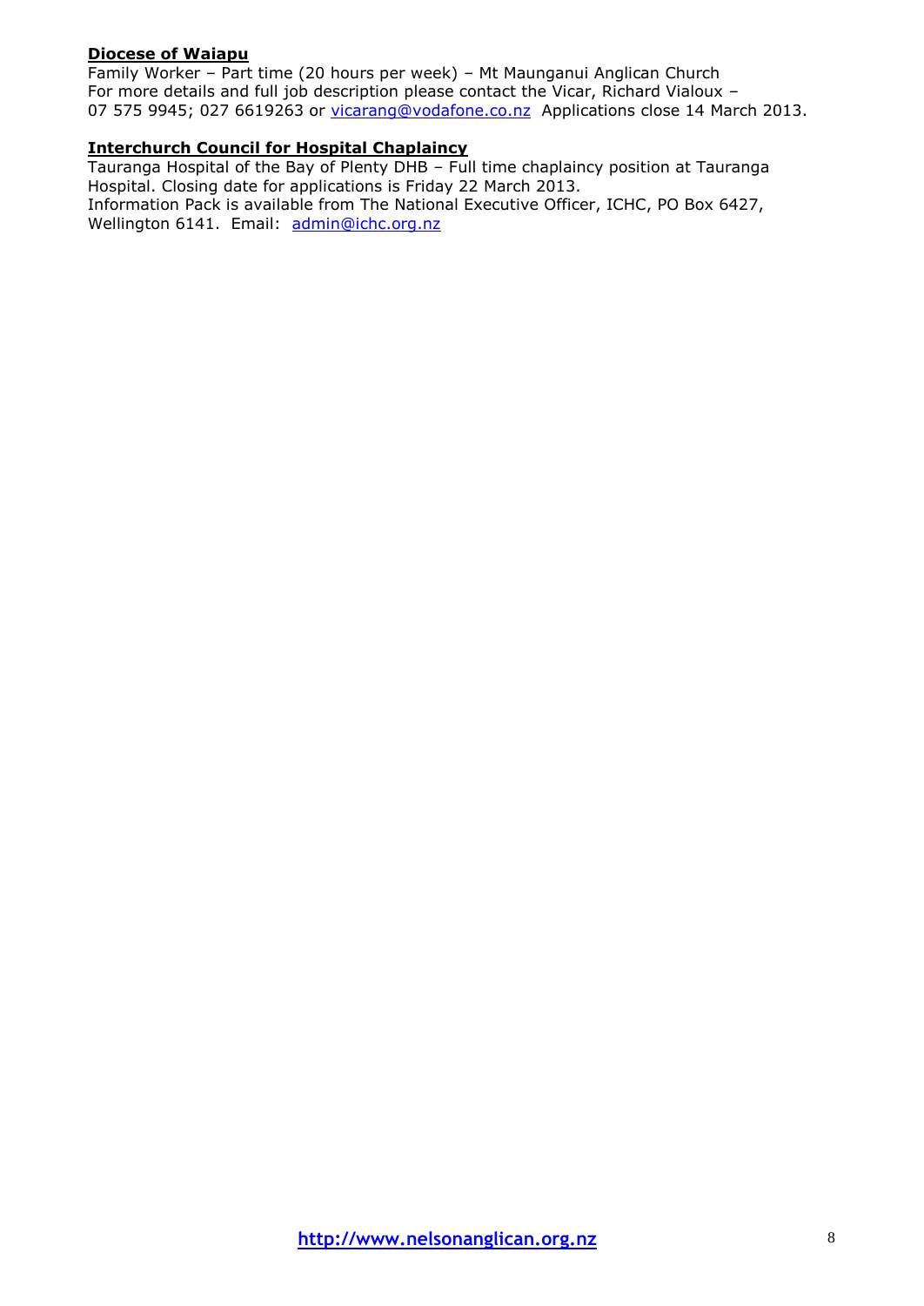**Diocese of Waiapu**

Family Worker – Part time (20 hours per week) – Mt Maunganui Anglican Church
For more details and full job description please contact the Vicar, Richard Vialoux – 07 575 9945; 027 6619263 or vicarang@vodafone.co.nz Applications close 14 March 2013.

**Interchurch Council for Hospital Chaplaincy**

Tauranga Hospital of the Bay of Plenty DHB – Full time chaplaincy position at Tauranga Hospital. Closing date for applications is Friday 22 March 2013.
Information Pack is available from The National Executive Officer, ICHC, PO Box 6427, Wellington 6141. Email: admin@ichc.org.nz

**http://www.nelsonanglican.org.nz**